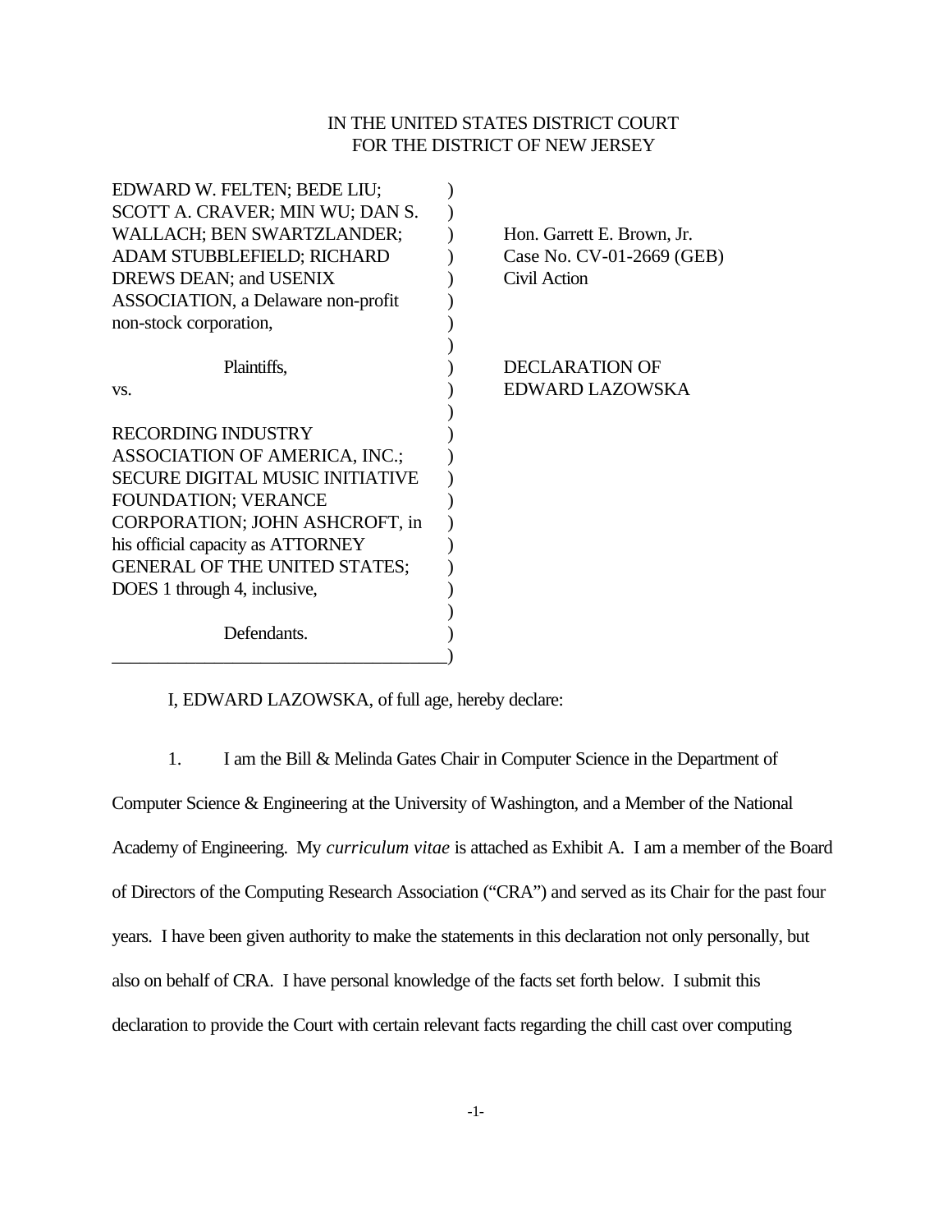IN THE UNITED STATES DISTRICT COURT
FOR THE DISTRICT OF NEW JERSEY

EDWARD W. FELTEN; BEDE LIU; SCOTT A. CRAVER; MIN WU; DAN S. WALLACH; BEN SWARTZLANDER; ADAM STUBBLEFIELD; RICHARD DREWS DEAN; and USENIX ASSOCIATION, a Delaware non-profit non-stock corporation,

Plaintiffs,

vs.

RECORDING INDUSTRY ASSOCIATION OF AMERICA, INC.; SECURE DIGITAL MUSIC INITIATIVE FOUNDATION; VERANCE CORPORATION; JOHN ASHCROFT, in his official capacity as ATTORNEY GENERAL OF THE UNITED STATES; DOES 1 through 4, inclusive,

Defendants.

Hon. Garrett E. Brown, Jr.
Case No. CV-01-2669 (GEB)
Civil Action

DECLARATION OF
EDWARD LAZOWSKA

I, EDWARD LAZOWSKA, of full age, hereby declare:

1. I am the Bill & Melinda Gates Chair in Computer Science in the Department of Computer Science & Engineering at the University of Washington, and a Member of the National Academy of Engineering. My *curriculum vitae* is attached as Exhibit A. I am a member of the Board of Directors of the Computing Research Association ("CRA") and served as its Chair for the past four years. I have been given authority to make the statements in this declaration not only personally, but also on behalf of CRA. I have personal knowledge of the facts set forth below. I submit this declaration to provide the Court with certain relevant facts regarding the chill cast over computing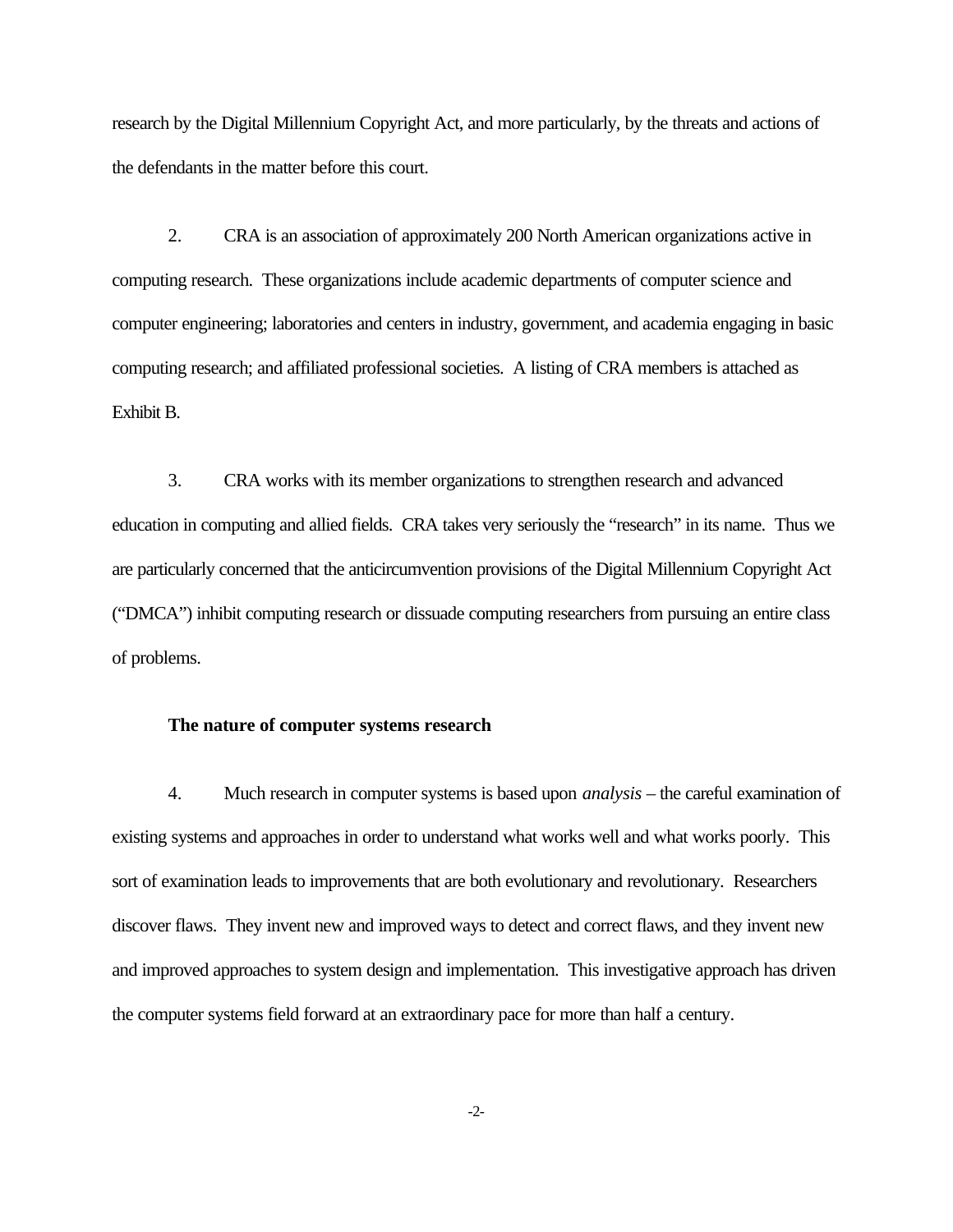research by the Digital Millennium Copyright Act, and more particularly, by the threats and actions of the defendants in the matter before this court.

2. CRA is an association of approximately 200 North American organizations active in computing research. These organizations include academic departments of computer science and computer engineering; laboratories and centers in industry, government, and academia engaging in basic computing research; and affiliated professional societies. A listing of CRA members is attached as Exhibit B.

3. CRA works with its member organizations to strengthen research and advanced education in computing and allied fields. CRA takes very seriously the "research" in its name. Thus we are particularly concerned that the anticircumvention provisions of the Digital Millennium Copyright Act ("DMCA") inhibit computing research or dissuade computing researchers from pursuing an entire class of problems.

**The nature of computer systems research**

4. Much research in computer systems is based upon *analysis* – the careful examination of existing systems and approaches in order to understand what works well and what works poorly. This sort of examination leads to improvements that are both evolutionary and revolutionary. Researchers discover flaws. They invent new and improved ways to detect and correct flaws, and they invent new and improved approaches to system design and implementation. This investigative approach has driven the computer systems field forward at an extraordinary pace for more than half a century.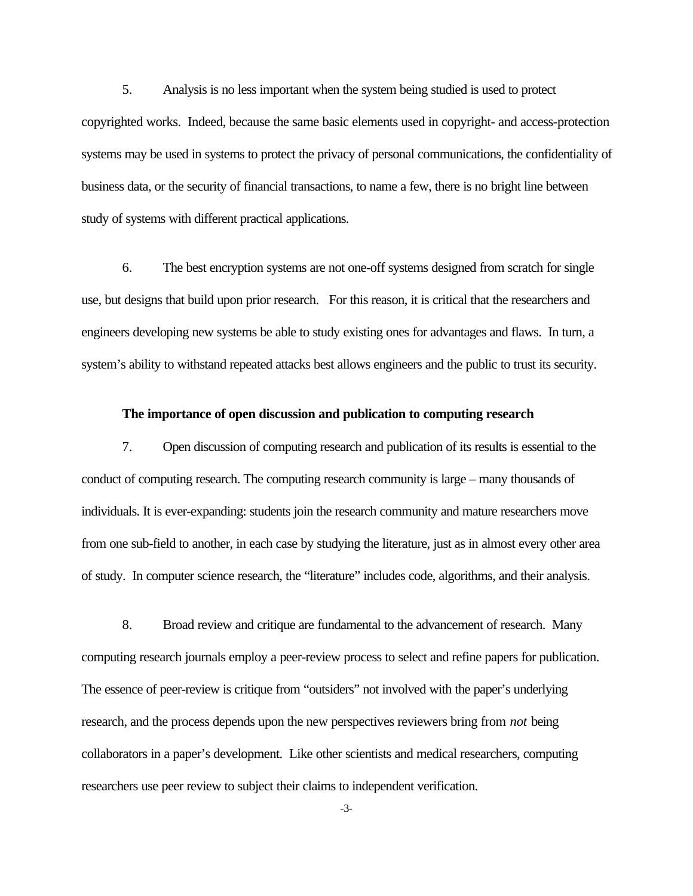5. Analysis is no less important when the system being studied is used to protect copyrighted works. Indeed, because the same basic elements used in copyright- and access-protection systems may be used in systems to protect the privacy of personal communications, the confidentiality of business data, or the security of financial transactions, to name a few, there is no bright line between study of systems with different practical applications.

6. The best encryption systems are not one-off systems designed from scratch for single use, but designs that build upon prior research. For this reason, it is critical that the researchers and engineers developing new systems be able to study existing ones for advantages and flaws. In turn, a system's ability to withstand repeated attacks best allows engineers and the public to trust its security.

**The importance of open discussion and publication to computing research**

7. Open discussion of computing research and publication of its results is essential to the conduct of computing research. The computing research community is large – many thousands of individuals. It is ever-expanding: students join the research community and mature researchers move from one sub-field to another, in each case by studying the literature, just as in almost every other area of study. In computer science research, the "literature" includes code, algorithms, and their analysis.

8. Broad review and critique are fundamental to the advancement of research. Many computing research journals employ a peer-review process to select and refine papers for publication. The essence of peer-review is critique from "outsiders" not involved with the paper's underlying research, and the process depends upon the new perspectives reviewers bring from *not* being collaborators in a paper's development. Like other scientists and medical researchers, computing researchers use peer review to subject their claims to independent verification.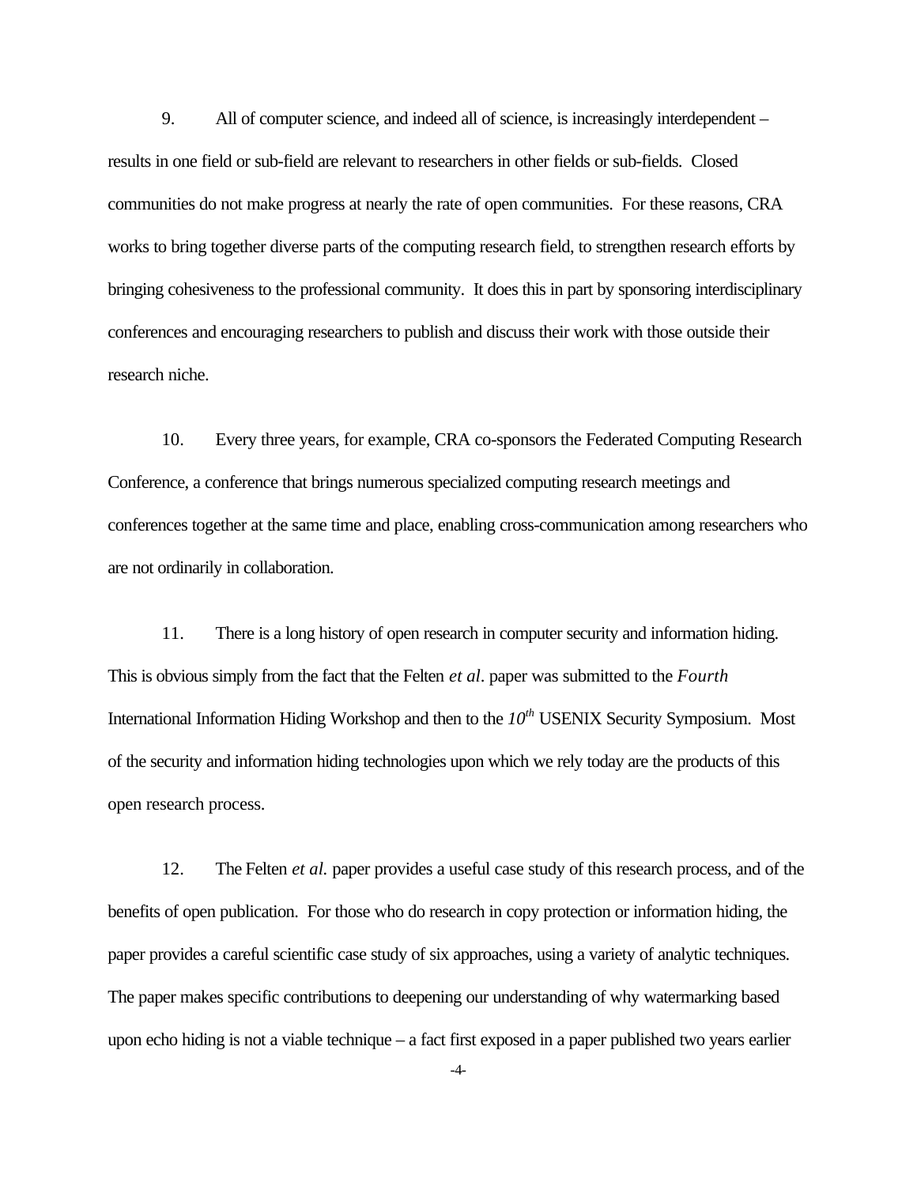9. All of computer science, and indeed all of science, is increasingly interdependent – results in one field or sub-field are relevant to researchers in other fields or sub-fields. Closed communities do not make progress at nearly the rate of open communities. For these reasons, CRA works to bring together diverse parts of the computing research field, to strengthen research efforts by bringing cohesiveness to the professional community. It does this in part by sponsoring interdisciplinary conferences and encouraging researchers to publish and discuss their work with those outside their research niche.

10. Every three years, for example, CRA co-sponsors the Federated Computing Research Conference, a conference that brings numerous specialized computing research meetings and conferences together at the same time and place, enabling cross-communication among researchers who are not ordinarily in collaboration.

11. There is a long history of open research in computer security and information hiding. This is obvious simply from the fact that the Felten *et al*. paper was submitted to the *Fourth* International Information Hiding Workshop and then to the *10th* USENIX Security Symposium. Most of the security and information hiding technologies upon which we rely today are the products of this open research process.

12. The Felten *et al.* paper provides a useful case study of this research process, and of the benefits of open publication. For those who do research in copy protection or information hiding, the paper provides a careful scientific case study of six approaches, using a variety of analytic techniques. The paper makes specific contributions to deepening our understanding of why watermarking based upon echo hiding is not a viable technique – a fact first exposed in a paper published two years earlier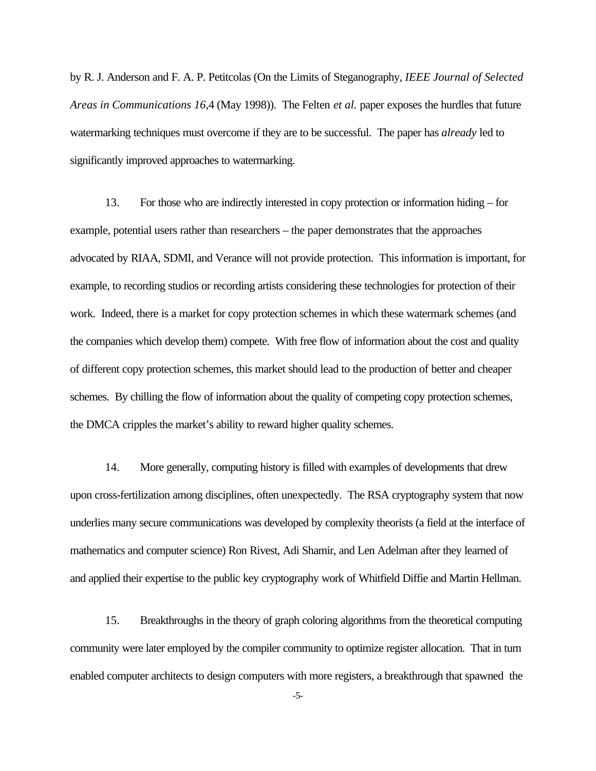by R. J. Anderson and F. A. P. Petitcolas (On the Limits of Steganography, *IEEE Journal of Selected Areas in Communications 16*,4 (May 1998)). The Felten *et al.* paper exposes the hurdles that future watermarking techniques must overcome if they are to be successful. The paper has *already* led to significantly improved approaches to watermarking.

13. For those who are indirectly interested in copy protection or information hiding – for example, potential users rather than researchers – the paper demonstrates that the approaches advocated by RIAA, SDMI, and Verance will not provide protection. This information is important, for example, to recording studios or recording artists considering these technologies for protection of their work. Indeed, there is a market for copy protection schemes in which these watermark schemes (and the companies which develop them) compete. With free flow of information about the cost and quality of different copy protection schemes, this market should lead to the production of better and cheaper schemes. By chilling the flow of information about the quality of competing copy protection schemes, the DMCA cripples the market's ability to reward higher quality schemes.

14. More generally, computing history is filled with examples of developments that drew upon cross-fertilization among disciplines, often unexpectedly. The RSA cryptography system that now underlies many secure communications was developed by complexity theorists (a field at the interface of mathematics and computer science) Ron Rivest, Adi Shamir, and Len Adelman after they learned of and applied their expertise to the public key cryptography work of Whitfield Diffie and Martin Hellman.

15. Breakthroughs in the theory of graph coloring algorithms from the theoretical computing community were later employed by the compiler community to optimize register allocation. That in turn enabled computer architects to design computers with more registers, a breakthrough that spawned the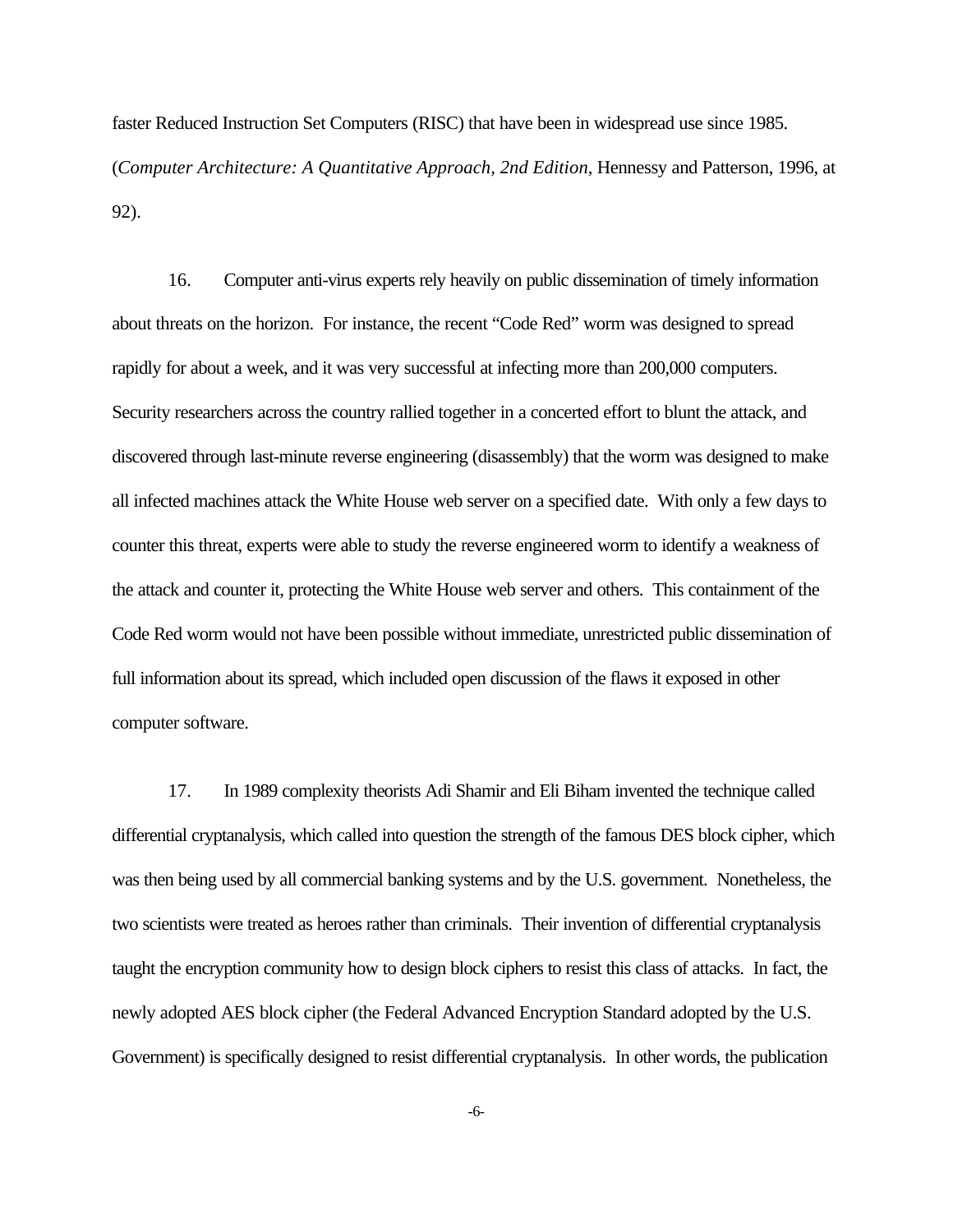faster Reduced Instruction Set Computers (RISC) that have been in widespread use since 1985. (*Computer Architecture: A Quantitative Approach, 2nd Edition*, Hennessy and Patterson, 1996, at 92).

16. Computer anti-virus experts rely heavily on public dissemination of timely information about threats on the horizon. For instance, the recent "Code Red" worm was designed to spread rapidly for about a week, and it was very successful at infecting more than 200,000 computers. Security researchers across the country rallied together in a concerted effort to blunt the attack, and discovered through last-minute reverse engineering (disassembly) that the worm was designed to make all infected machines attack the White House web server on a specified date. With only a few days to counter this threat, experts were able to study the reverse engineered worm to identify a weakness of the attack and counter it, protecting the White House web server and others. This containment of the Code Red worm would not have been possible without immediate, unrestricted public dissemination of full information about its spread, which included open discussion of the flaws it exposed in other computer software.

17. In 1989 complexity theorists Adi Shamir and Eli Biham invented the technique called differential cryptanalysis, which called into question the strength of the famous DES block cipher, which was then being used by all commercial banking systems and by the U.S. government. Nonetheless, the two scientists were treated as heroes rather than criminals. Their invention of differential cryptanalysis taught the encryption community how to design block ciphers to resist this class of attacks. In fact, the newly adopted AES block cipher (the Federal Advanced Encryption Standard adopted by the U.S. Government) is specifically designed to resist differential cryptanalysis. In other words, the publication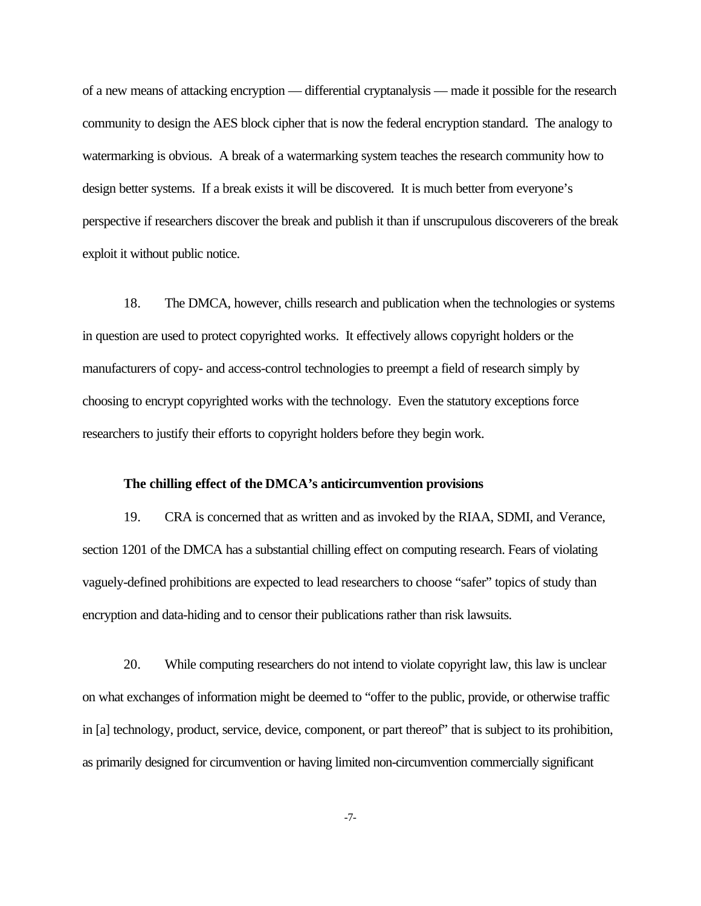of a new means of attacking encryption — differential cryptanalysis — made it possible for the research community to design the AES block cipher that is now the federal encryption standard. The analogy to watermarking is obvious. A break of a watermarking system teaches the research community how to design better systems. If a break exists it will be discovered. It is much better from everyone's perspective if researchers discover the break and publish it than if unscrupulous discoverers of the break exploit it without public notice.

18. The DMCA, however, chills research and publication when the technologies or systems in question are used to protect copyrighted works. It effectively allows copyright holders or the manufacturers of copy- and access-control technologies to preempt a field of research simply by choosing to encrypt copyrighted works with the technology. Even the statutory exceptions force researchers to justify their efforts to copyright holders before they begin work.

**The chilling effect of the DMCA's anticircumvention provisions**

19. CRA is concerned that as written and as invoked by the RIAA, SDMI, and Verance, section 1201 of the DMCA has a substantial chilling effect on computing research. Fears of violating vaguely-defined prohibitions are expected to lead researchers to choose "safer" topics of study than encryption and data-hiding and to censor their publications rather than risk lawsuits.

20. While computing researchers do not intend to violate copyright law, this law is unclear on what exchanges of information might be deemed to "offer to the public, provide, or otherwise traffic in [a] technology, product, service, device, component, or part thereof" that is subject to its prohibition, as primarily designed for circumvention or having limited non-circumvention commercially significant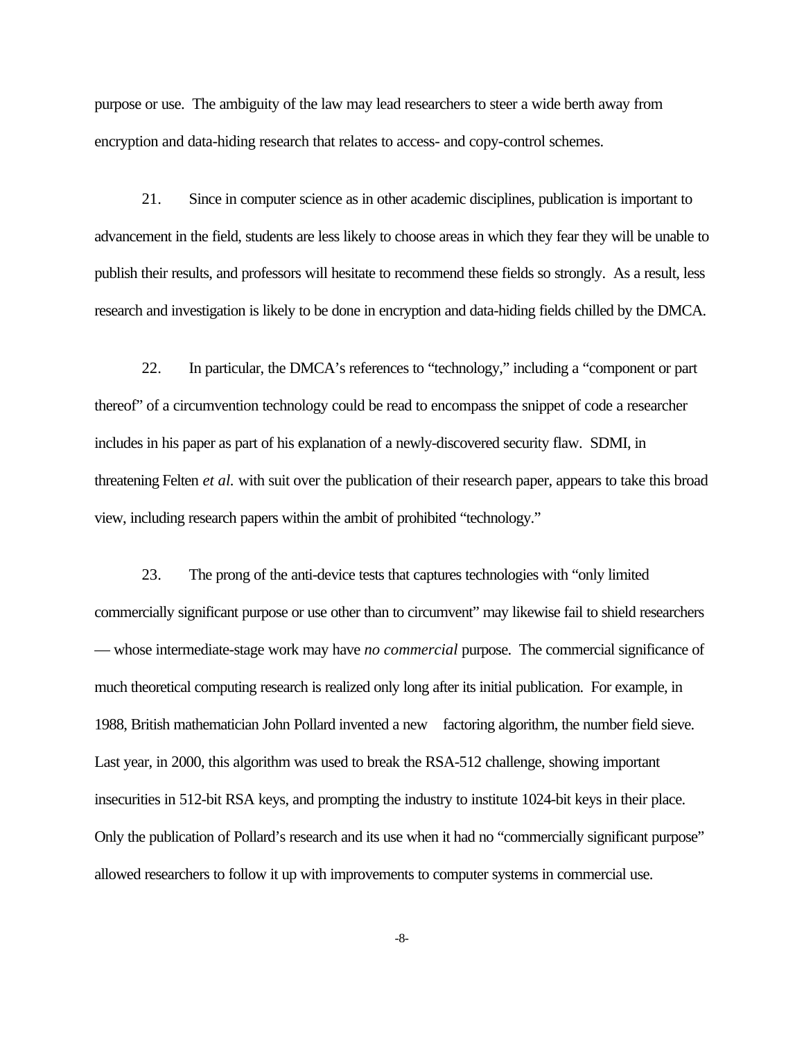purpose or use. The ambiguity of the law may lead researchers to steer a wide berth away from encryption and data-hiding research that relates to access- and copy-control schemes.

21. Since in computer science as in other academic disciplines, publication is important to advancement in the field, students are less likely to choose areas in which they fear they will be unable to publish their results, and professors will hesitate to recommend these fields so strongly. As a result, less research and investigation is likely to be done in encryption and data-hiding fields chilled by the DMCA.

22. In particular, the DMCA's references to "technology," including a "component or part thereof" of a circumvention technology could be read to encompass the snippet of code a researcher includes in his paper as part of his explanation of a newly-discovered security flaw. SDMI, in threatening Felten *et al.* with suit over the publication of their research paper, appears to take this broad view, including research papers within the ambit of prohibited "technology."

23. The prong of the anti-device tests that captures technologies with "only limited commercially significant purpose or use other than to circumvent" may likewise fail to shield researchers — whose intermediate-stage work may have *no commercial* purpose. The commercial significance of much theoretical computing research is realized only long after its initial publication. For example, in 1988, British mathematician John Pollard invented a new factoring algorithm, the number field sieve. Last year, in 2000, this algorithm was used to break the RSA-512 challenge, showing important insecurities in 512-bit RSA keys, and prompting the industry to institute 1024-bit keys in their place. Only the publication of Pollard's research and its use when it had no "commercially significant purpose" allowed researchers to follow it up with improvements to computer systems in commercial use.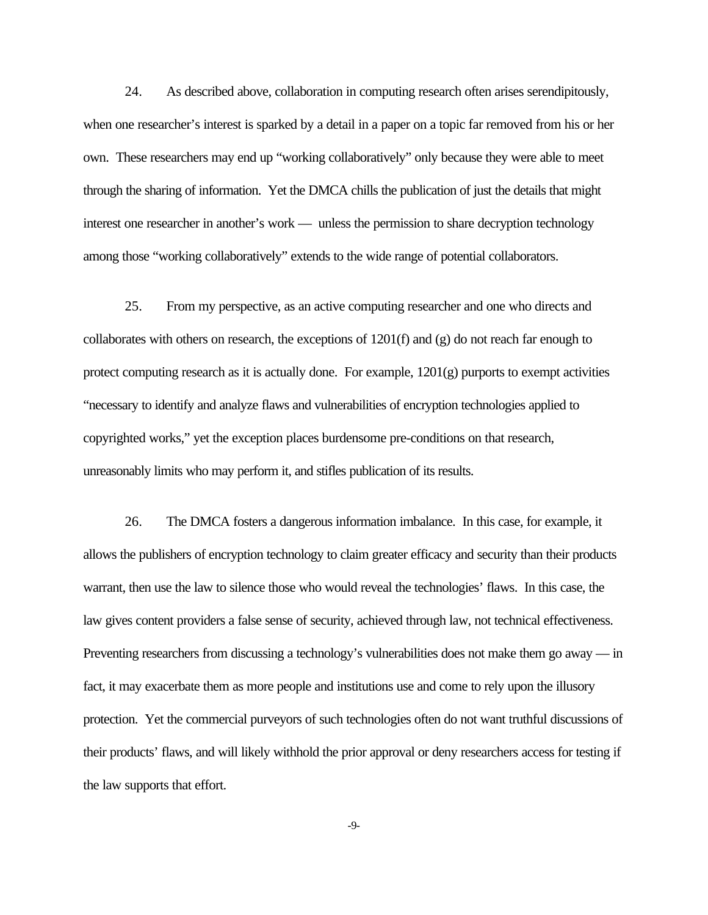24. As described above, collaboration in computing research often arises serendipitously, when one researcher's interest is sparked by a detail in a paper on a topic far removed from his or her own. These researchers may end up "working collaboratively" only because they were able to meet through the sharing of information. Yet the DMCA chills the publication of just the details that might interest one researcher in another's work — unless the permission to share decryption technology among those "working collaboratively" extends to the wide range of potential collaborators.

25. From my perspective, as an active computing researcher and one who directs and collaborates with others on research, the exceptions of 1201(f) and (g) do not reach far enough to protect computing research as it is actually done. For example, 1201(g) purports to exempt activities "necessary to identify and analyze flaws and vulnerabilities of encryption technologies applied to copyrighted works," yet the exception places burdensome pre-conditions on that research, unreasonably limits who may perform it, and stifles publication of its results.

26. The DMCA fosters a dangerous information imbalance. In this case, for example, it allows the publishers of encryption technology to claim greater efficacy and security than their products warrant, then use the law to silence those who would reveal the technologies' flaws. In this case, the law gives content providers a false sense of security, achieved through law, not technical effectiveness. Preventing researchers from discussing a technology's vulnerabilities does not make them go away — in fact, it may exacerbate them as more people and institutions use and come to rely upon the illusory protection. Yet the commercial purveyors of such technologies often do not want truthful discussions of their products' flaws, and will likely withhold the prior approval or deny researchers access for testing if the law supports that effort.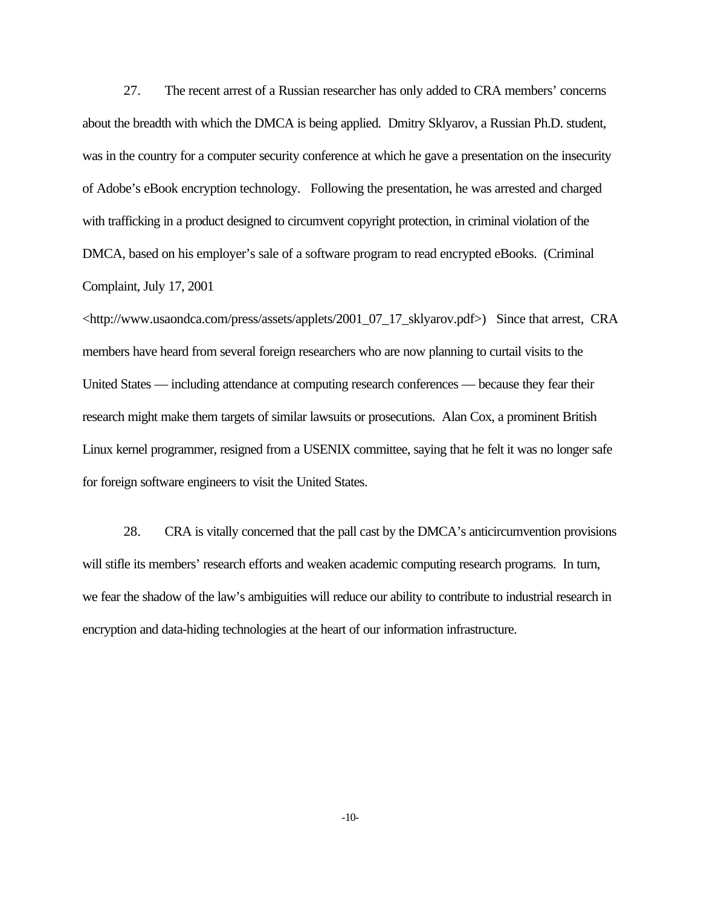27. The recent arrest of a Russian researcher has only added to CRA members' concerns about the breadth with which the DMCA is being applied. Dmitry Sklyarov, a Russian Ph.D. student, was in the country for a computer security conference at which he gave a presentation on the insecurity of Adobe's eBook encryption technology. Following the presentation, he was arrested and charged with trafficking in a product designed to circumvent copyright protection, in criminal violation of the DMCA, based on his employer's sale of a software program to read encrypted eBooks. (Criminal Complaint, July 17, 2001 <http://www.usaondca.com/press/assets/applets/2001_07_17_sklyarov.pdf>) Since that arrest, CRA members have heard from several foreign researchers who are now planning to curtail visits to the United States — including attendance at computing research conferences — because they fear their research might make them targets of similar lawsuits or prosecutions. Alan Cox, a prominent British Linux kernel programmer, resigned from a USENIX committee, saying that he felt it was no longer safe for foreign software engineers to visit the United States.

28. CRA is vitally concerned that the pall cast by the DMCA's anticircumvention provisions will stifle its members' research efforts and weaken academic computing research programs. In turn, we fear the shadow of the law's ambiguities will reduce our ability to contribute to industrial research in encryption and data-hiding technologies at the heart of our information infrastructure.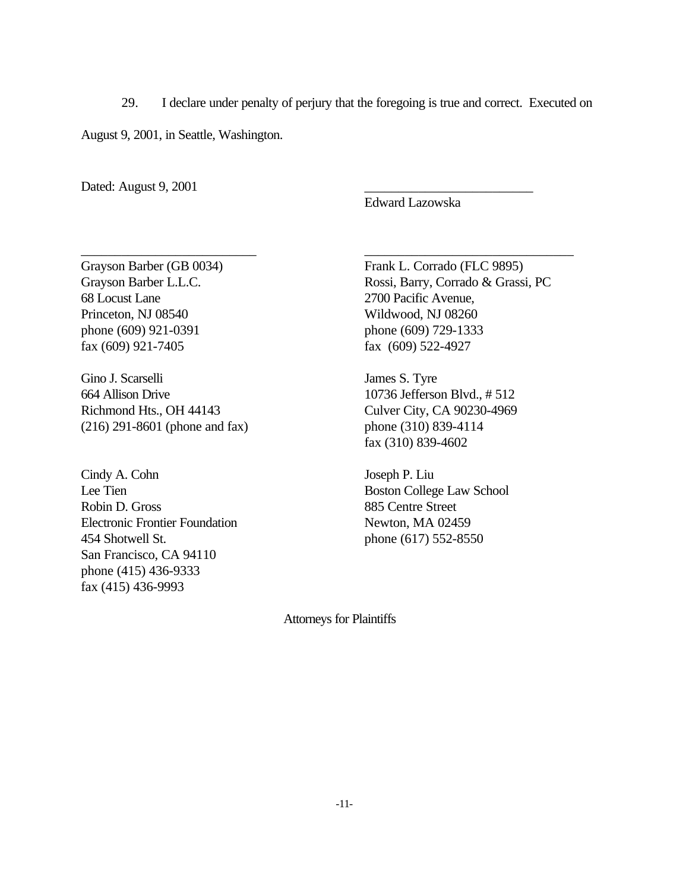29. I declare under penalty of perjury that the foregoing is true and correct. Executed on August 9, 2001, in Seattle, Washington.

Dated: August 9, 2001

\_\_\_\_\_\_\_\_\_\_\_\_\_\_\_\_\_\_\_\_\_\_\_\_\_\_
Edward Lazowska

\_\_\_\_\_\_\_\_\_\_\_\_\_\_\_\_\_\_\_\_\_\_\_\_\_\_
Grayson Barber (GB 0034)
Grayson Barber L.L.C.
68 Locust Lane
Princeton, NJ 08540
phone (609) 921-0391
fax (609) 921-7405

\_\_\_\_\_\_\_\_\_\_\_\_\_\_\_\_\_\_\_\_\_\_\_\_\_\_
Frank L. Corrado (FLC 9895)
Rossi, Barry, Corrado & Grassi, PC
2700 Pacific Avenue,
Wildwood, NJ 08260
phone (609) 729-1333
fax (609) 522-4927

Gino J. Scarselli
664 Allison Drive
Richmond Hts., OH 44143
(216) 291-8601 (phone and fax)

James S. Tyre
10736 Jefferson Blvd., # 512
Culver City, CA 90230-4969
phone (310) 839-4114
fax (310) 839-4602

Cindy A. Cohn
Lee Tien
Robin D. Gross
Electronic Frontier Foundation
454 Shotwell St.
San Francisco, CA 94110
phone (415) 436-9333
fax (415) 436-9993

Joseph P. Liu
Boston College Law School
885 Centre Street
Newton, MA 02459
phone (617) 552-8550

Attorneys for Plaintiffs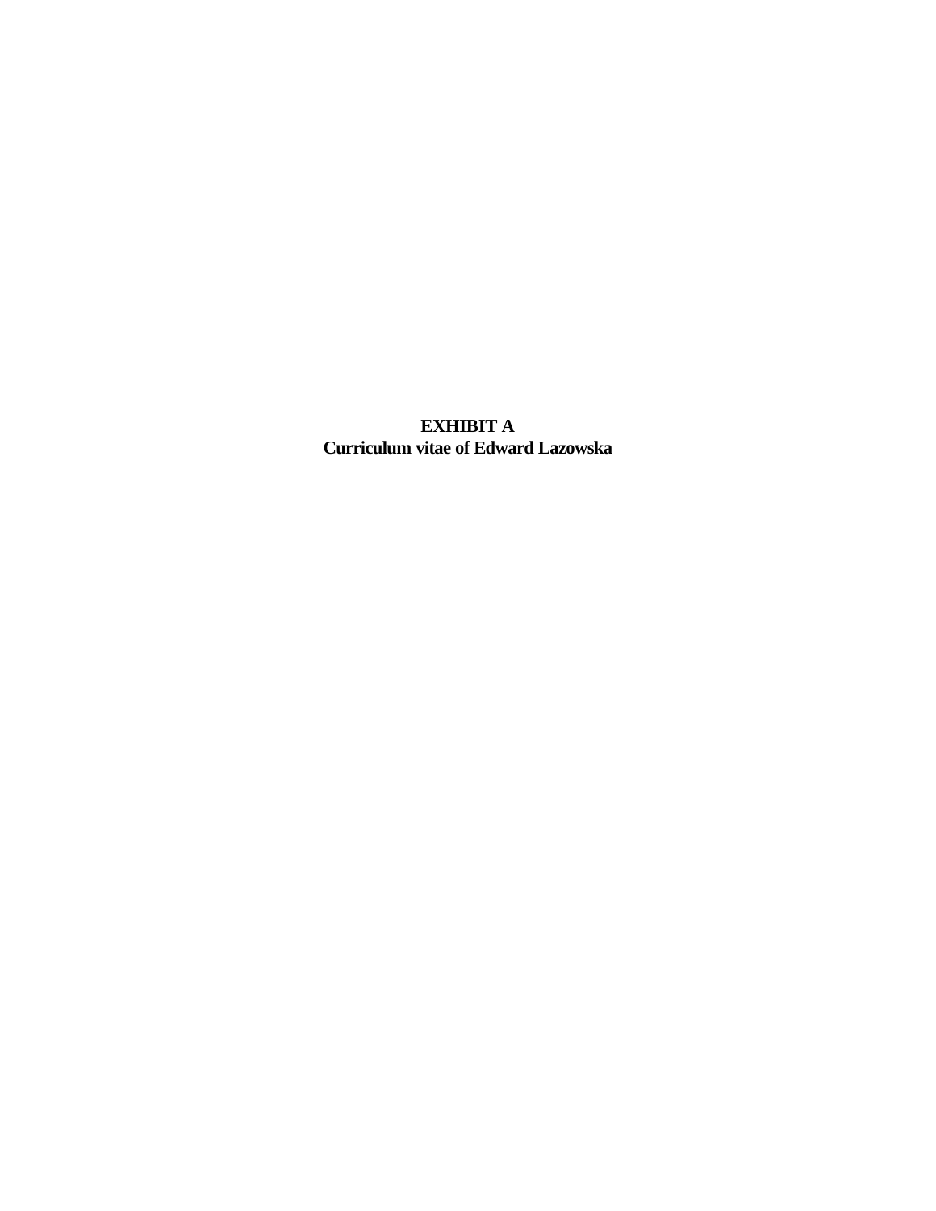**EXHIBIT A**
**Curriculum vitae of Edward Lazowska**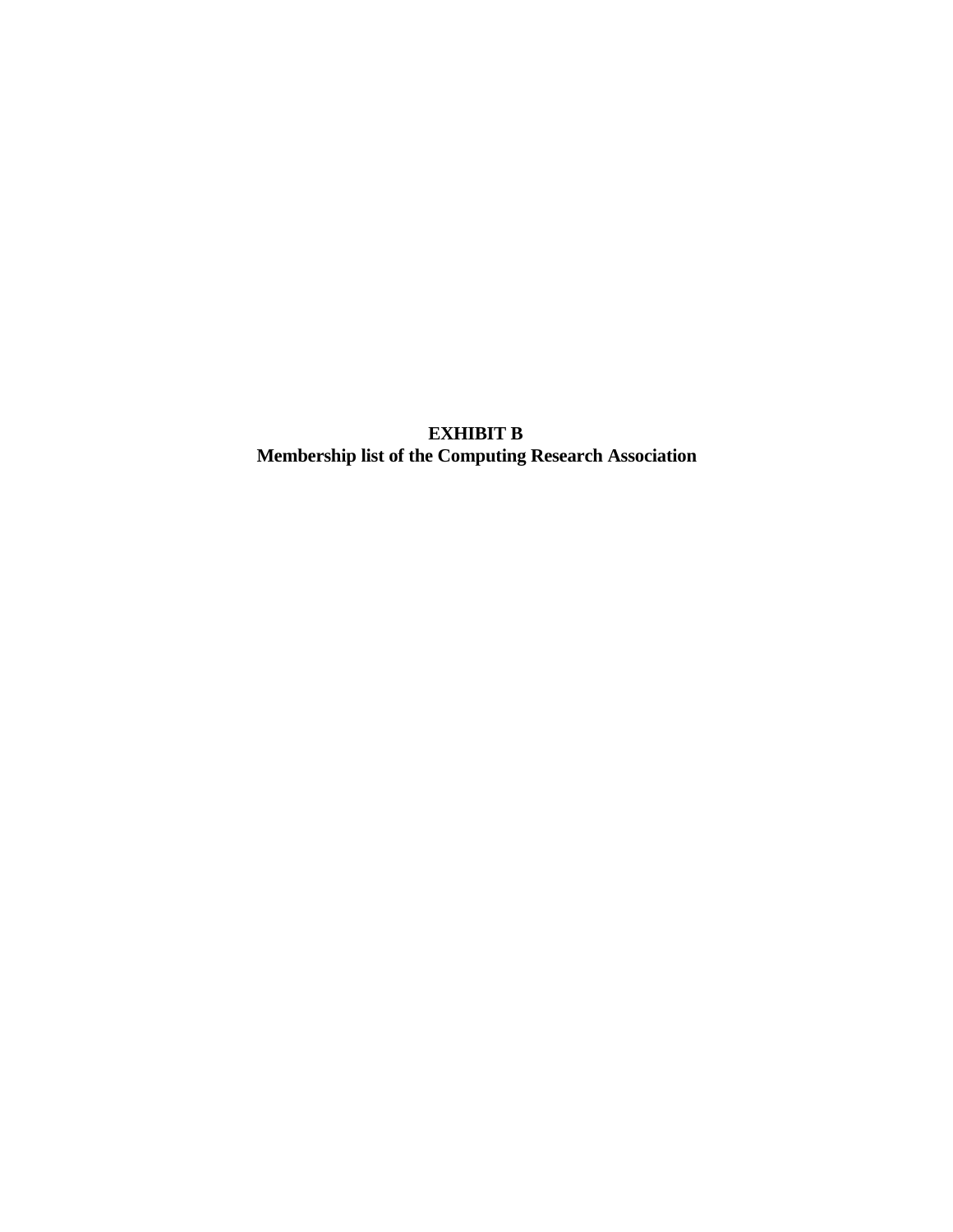**EXHIBIT B**
**Membership list of the Computing Research Association**